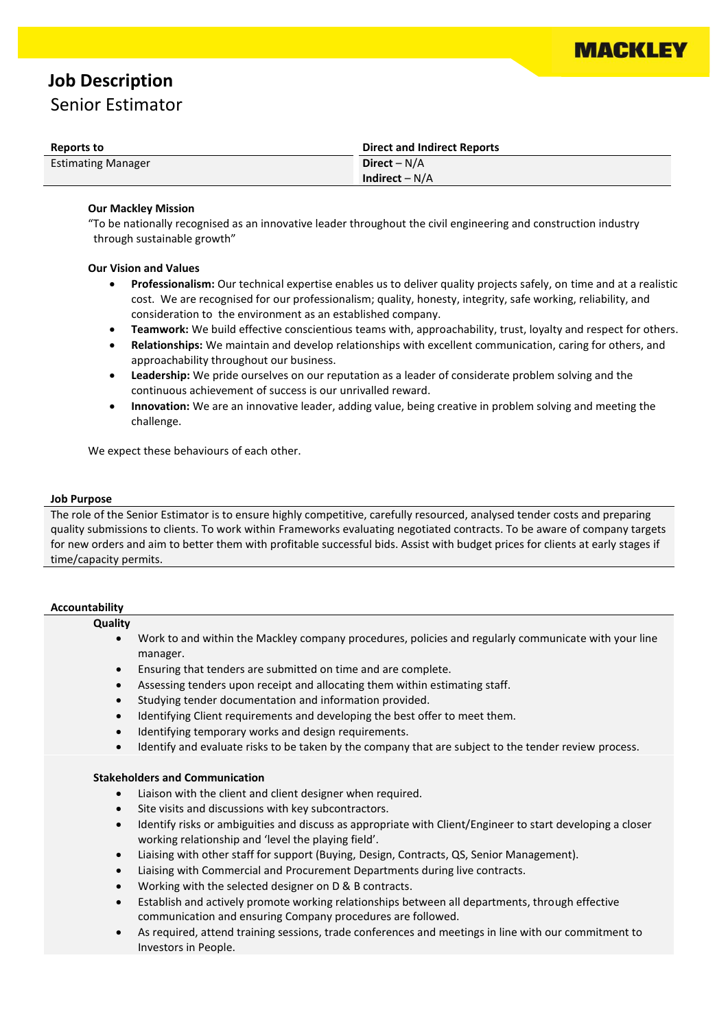MACKLEY

# Job Description

## Senior Estimator

| Reports to | Direct and Indirect Reports |
|---|---|
| Estimating Manager | **Direct** – N/A<br>**Indirect** – N/A |

**Our Mackley Mission**

"To be nationally recognised as an innovative leader throughout the civil engineering and construction industry through sustainable growth"

**Our Vision and Values**

- **Professionalism:** Our technical expertise enables us to deliver quality projects safely, on time and at a realistic cost. We are recognised for our professionalism; quality, honesty, integrity, safe working, reliability, and consideration to the environment as an established company.
- **Teamwork:** We build effective conscientious teams with, approachability, trust, loyalty and respect for others.
- **Relationships:** We maintain and develop relationships with excellent communication, caring for others, and approachability throughout our business.
- **Leadership:** We pride ourselves on our reputation as a leader of considerate problem solving and the continuous achievement of success is our unrivalled reward.
- **Innovation:** We are an innovative leader, adding value, being creative in problem solving and meeting the challenge.

We expect these behaviours of each other.

### Job Purpose

The role of the Senior Estimator is to ensure highly competitive, carefully resourced, analysed tender costs and preparing quality submissions to clients. To work within Frameworks evaluating negotiated contracts. To be aware of company targets for new orders and aim to better them with profitable successful bids. Assist with budget prices for clients at early stages if time/capacity permits.

### Accountability

**Quality**

- Work to and within the Mackley company procedures, policies and regularly communicate with your line manager.
- Ensuring that tenders are submitted on time and are complete.
- Assessing tenders upon receipt and allocating them within estimating staff.
- Studying tender documentation and information provided.
- Identifying Client requirements and developing the best offer to meet them.
- Identifying temporary works and design requirements.
- Identify and evaluate risks to be taken by the company that are subject to the tender review process.

**Stakeholders and Communication**

- Liaison with the client and client designer when required.
- Site visits and discussions with key subcontractors.
- Identify risks or ambiguities and discuss as appropriate with Client/Engineer to start developing a closer working relationship and 'level the playing field'.
- Liaising with other staff for support (Buying, Design, Contracts, QS, Senior Management).
- Liaising with Commercial and Procurement Departments during live contracts.
- Working with the selected designer on D & B contracts.
- Establish and actively promote working relationships between all departments, through effective communication and ensuring Company procedures are followed.
- As required, attend training sessions, trade conferences and meetings in line with our commitment to Investors in People.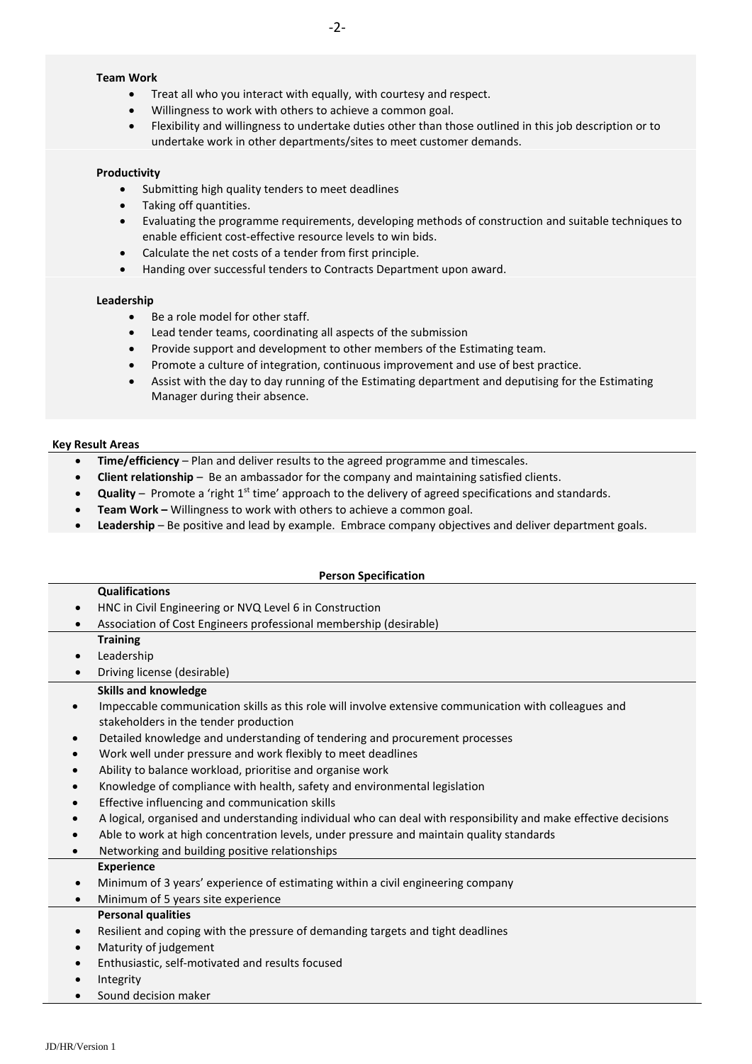**Team Work**

- Treat all who you interact with equally, with courtesy and respect.
- Willingness to work with others to achieve a common goal.
- Flexibility and willingness to undertake duties other than those outlined in this job description or to undertake work in other departments/sites to meet customer demands.

**Productivity**

- Submitting high quality tenders to meet deadlines
- Taking off quantities.
- Evaluating the programme requirements, developing methods of construction and suitable techniques to enable efficient cost-effective resource levels to win bids.
- Calculate the net costs of a tender from first principle.
- Handing over successful tenders to Contracts Department upon award.

**Leadership**

- Be a role model for other staff.
- Lead tender teams, coordinating all aspects of the submission
- Provide support and development to other members of the Estimating team.
- Promote a culture of integration, continuous improvement and use of best practice.
- Assist with the day to day running of the Estimating department and deputising for the Estimating Manager during their absence.

**Key Result Areas**

- **Time/efficiency** – Plan and deliver results to the agreed programme and timescales.
- **Client relationship** – Be an ambassador for the company and maintaining satisfied clients.
- **Quality** – Promote a 'right 1st time' approach to the delivery of agreed specifications and standards.
- **Team Work –** Willingness to work with others to achieve a common goal.
- **Leadership** – Be positive and lead by example. Embrace company objectives and deliver department goals.

**Person Specification**

**Qualifications**

- HNC in Civil Engineering or NVQ Level 6 in Construction
- Association of Cost Engineers professional membership (desirable)

**Training**

- Leadership
- Driving license (desirable)

**Skills and knowledge**

- Impeccable communication skills as this role will involve extensive communication with colleagues and stakeholders in the tender production
- Detailed knowledge and understanding of tendering and procurement processes
- Work well under pressure and work flexibly to meet deadlines
- Ability to balance workload, prioritise and organise work
- Knowledge of compliance with health, safety and environmental legislation
- Effective influencing and communication skills
- A logical, organised and understanding individual who can deal with responsibility and make effective decisions
- Able to work at high concentration levels, under pressure and maintain quality standards
- Networking and building positive relationships

**Experience**

- Minimum of 3 years' experience of estimating within a civil engineering company
- Minimum of 5 years site experience

**Personal qualities**

- Resilient and coping with the pressure of demanding targets and tight deadlines
- Maturity of judgement
- Enthusiastic, self-motivated and results focused
- Integrity
- Sound decision maker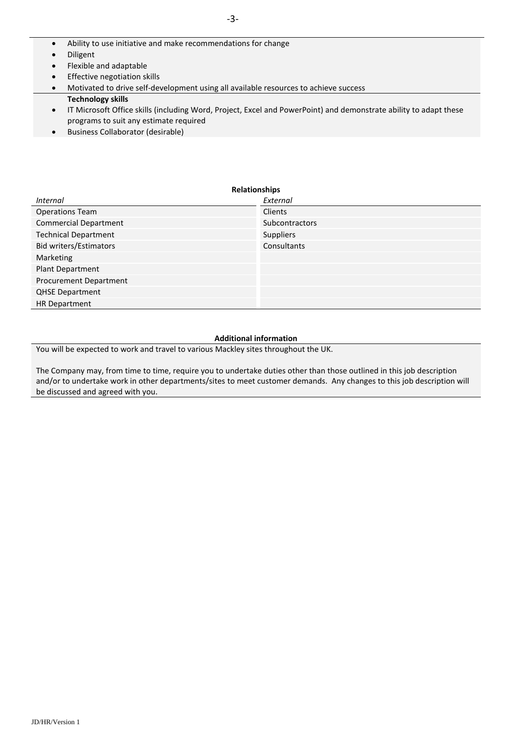- Ability to use initiative and make recommendations for change
- Diligent
- Flexible and adaptable
- Effective negotiation skills
- Motivated to drive self-development using all available resources to achieve success

**Technology skills**

- IT Microsoft Office skills (including Word, Project, Excel and PowerPoint) and demonstrate ability to adapt these programs to suit any estimate required
- Business Collaborator (desirable)

**Relationships**

| *Internal* | *External* |
|---|---|
| Operations Team | Clients |
| Commercial Department | Subcontractors |
| Technical Department | Suppliers |
| Bid writers/Estimators | Consultants |
| Marketing | |
| Plant Department | |
| Procurement Department | |
| QHSE Department | |
| HR Department | |

**Additional information**

You will be expected to work and travel to various Mackley sites throughout the UK.

The Company may, from time to time, require you to undertake duties other than those outlined in this job description and/or to undertake work in other departments/sites to meet customer demands. Any changes to this job description will be discussed and agreed with you.

JD/HR/Version 1